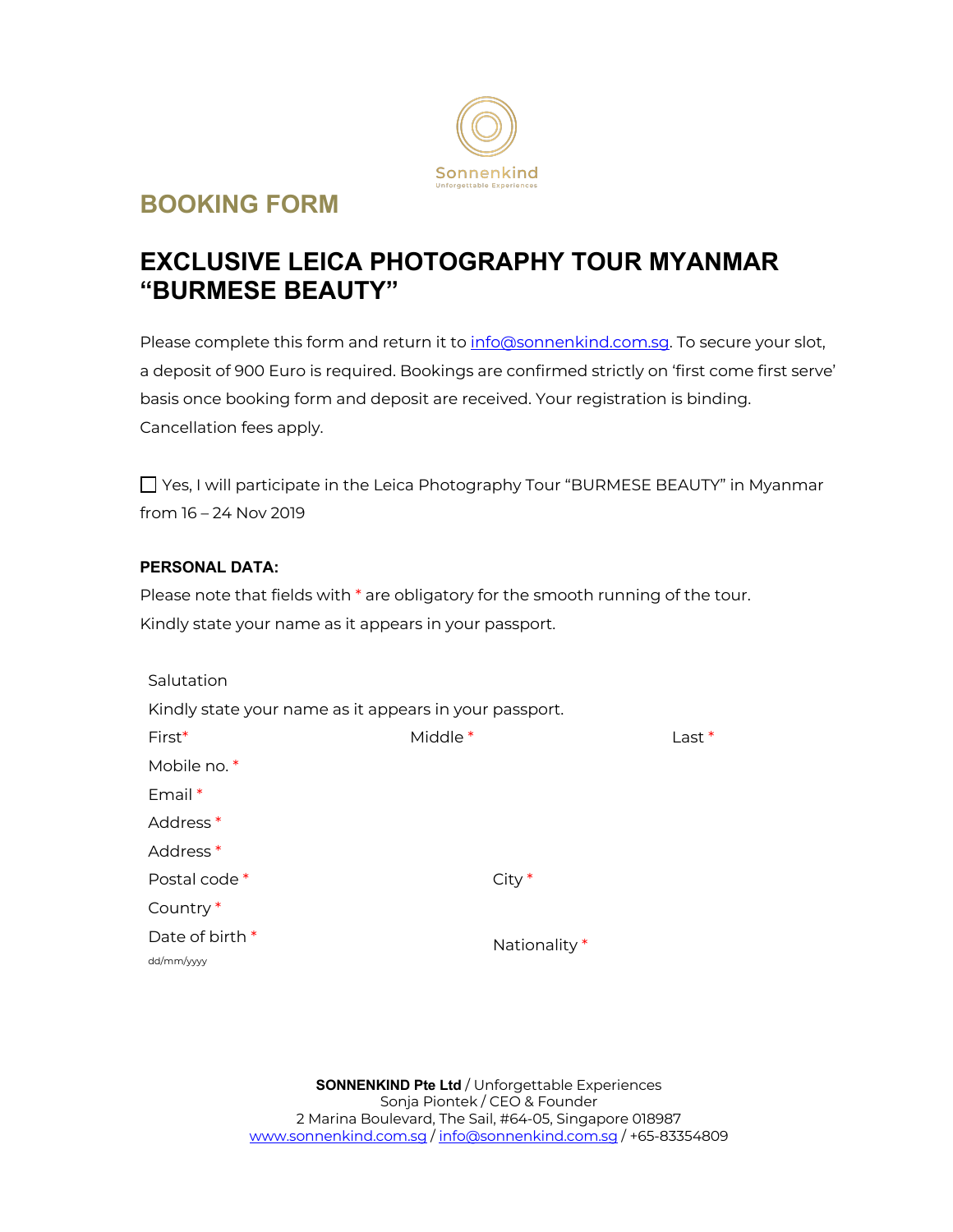Sonnenkind
Unforgettable Experiences

# BOOKING FORM

## EXCLUSIVE LEICA PHOTOGRAPHY TOUR MYANMAR "BURMESE BEAUTY"

Please complete this form and return it to [info@sonnenkind.com.sg](mailto:info@sonnenkind.com.sg). To secure your slot, a deposit of 900 Euro is required. Bookings are confirmed strictly on 'first come first serve' basis once booking form and deposit are received. Your registration is binding. Cancellation fees apply.

☐ Yes, I will participate in the Leica Photography Tour "BURMESE BEAUTY" in Myanmar from 16 – 24 Nov 2019

**PERSONAL DATA:**

Please note that fields with * are obligatory for the smooth running of the tour.
Kindly state your name as it appears in your passport.

Salutation

Kindly state your name as it appears in your passport.

First*  Middle *  Last *

Mobile no. *

Email *

Address *

Address *

Postal code *  City *

Country *

Date of birth *
dd/mm/yyyy

Nationality *

**SONNENKIND Pte Ltd** / Unforgettable Experiences
Sonja Piontek / CEO & Founder
2 Marina Boulevard, The Sail, #64-05, Singapore 018987
[www.sonnenkind.com.sg](http://www.sonnenkind.com.sg) / [info@sonnenkind.com.sg](mailto:info@sonnenkind.com.sg) / +65-83354809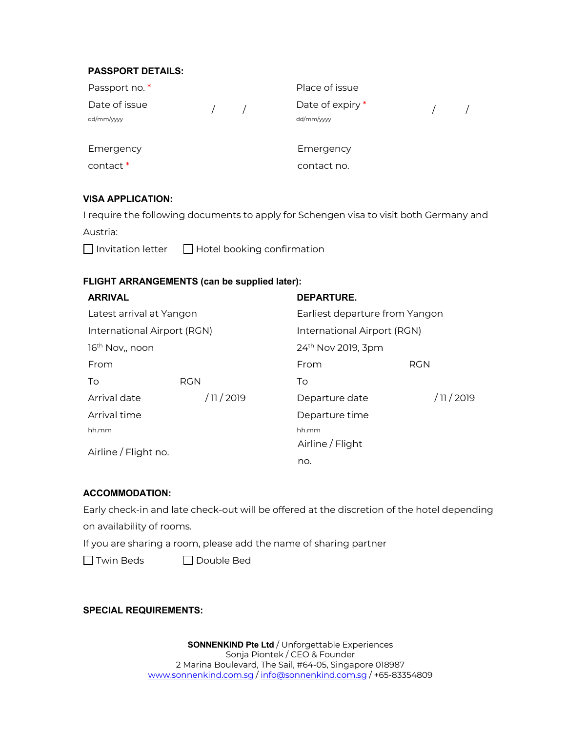**PASSPORT DETAILS:**

| | | | |
|---|---|---|---|
| Passport no. * | | Place of issue | |
| Date of issue<br>dd/mm/yyyy | / / | Date of expiry *<br>dd/mm/yyyy | / / |
| Emergency contact * | | Emergency contact no. | |

**VISA APPLICATION:**

I require the following documents to apply for Schengen visa to visit both Germany and Austria:

☐ Invitation letter ☐ Hotel booking confirmation

**FLIGHT ARRANGEMENTS (can be supplied later):**

| **ARRIVAL** | | **DEPARTURE.** | |
|---|---|---|---|
| Latest arrival at Yangon International Airport (RGN) 16th Nov,, noon | | Earliest departure from Yangon International Airport (RGN) 24th Nov 2019, 3pm | |
| From | | From | RGN |
| To | RGN | To | |
| Arrival date | / 11 / 2019 | Departure date | / 11 / 2019 |
| Arrival time<br>hh.mm | | Departure time<br>hh.mm | |
| Airline / Flight no. | | Airline / Flight no. | |

**ACCOMMODATION:**

Early check-in and late check-out will be offered at the discretion of the hotel depending on availability of rooms.

If you are sharing a room, please add the name of sharing partner

☐ Twin Beds ☐ Double Bed

**SPECIAL REQUIREMENTS:**

**SONNENKIND Pte Ltd** / Unforgettable Experiences
Sonja Piontek / CEO & Founder
2 Marina Boulevard, The Sail, #64-05, Singapore 018987
www.sonnenkind.com.sg / info@sonnenkind.com.sg / +65-83354809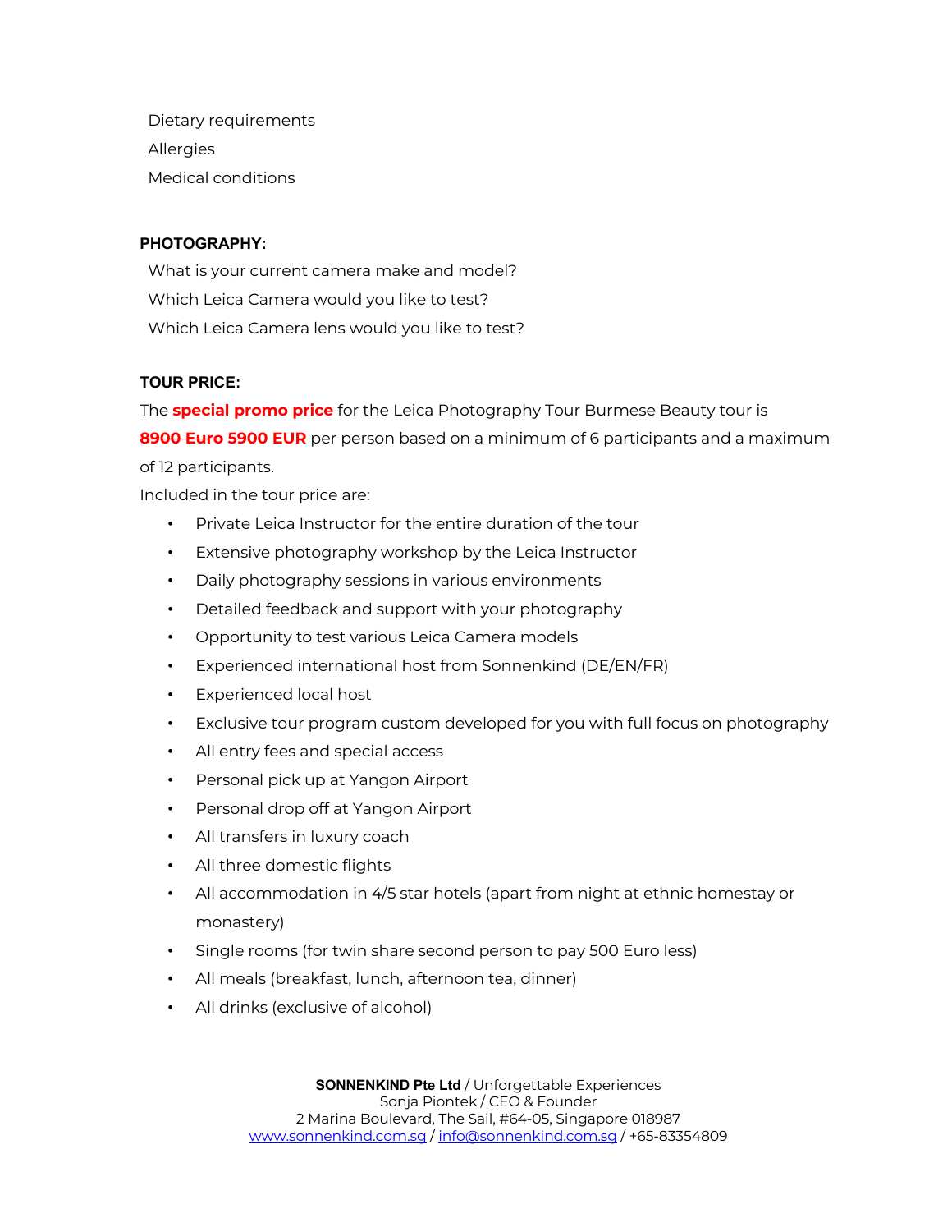Dietary requirements

Allergies

Medical conditions

**PHOTOGRAPHY:**

What is your current camera make and model?

Which Leica Camera would you like to test?

Which Leica Camera lens would you like to test?

**TOUR PRICE:**

The **special promo price** for the Leica Photography Tour Burmese Beauty tour is **~~8900 Euro~~ 5900 EUR** per person based on a minimum of 6 participants and a maximum of 12 participants.

Included in the tour price are:

- Private Leica Instructor for the entire duration of the tour
- Extensive photography workshop by the Leica Instructor
- Daily photography sessions in various environments
- Detailed feedback and support with your photography
- Opportunity to test various Leica Camera models
- Experienced international host from Sonnenkind (DE/EN/FR)
- Experienced local host
- Exclusive tour program custom developed for you with full focus on photography
- All entry fees and special access
- Personal pick up at Yangon Airport
- Personal drop off at Yangon Airport
- All transfers in luxury coach
- All three domestic flights
- All accommodation in 4/5 star hotels (apart from night at ethnic homestay or monastery)
- Single rooms (for twin share second person to pay 500 Euro less)
- All meals (breakfast, lunch, afternoon tea, dinner)
- All drinks (exclusive of alcohol)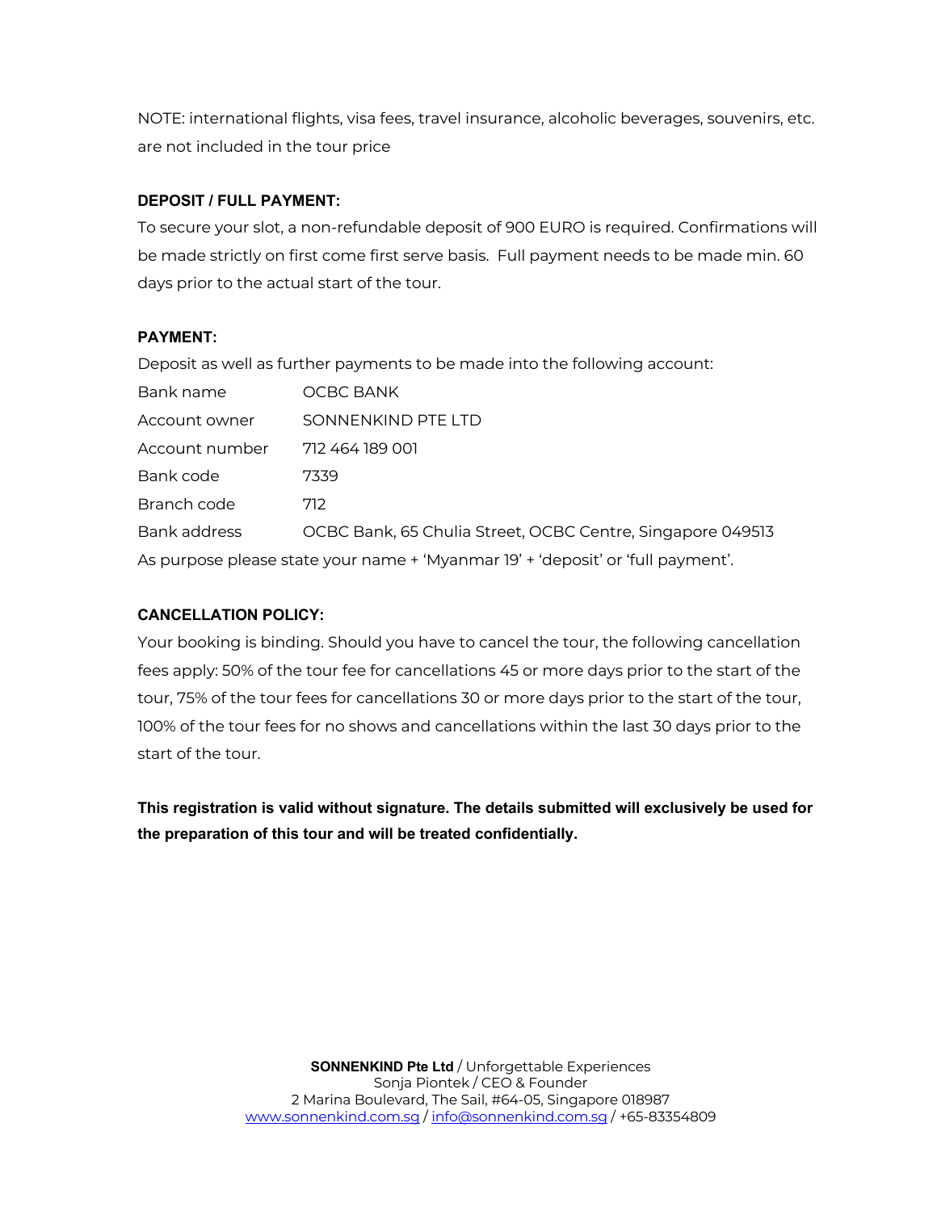NOTE: international flights, visa fees, travel insurance, alcoholic beverages, souvenirs, etc. are not included in the tour price

**DEPOSIT / FULL PAYMENT:**

To secure your slot, a non-refundable deposit of 900 EURO is required. Confirmations will be made strictly on first come first serve basis. Full payment needs to be made min. 60 days prior to the actual start of the tour.

**PAYMENT:**

Deposit as well as further payments to be made into the following account:

| | |
|---|---|
| Bank name | OCBC BANK |
| Account owner | SONNENKIND PTE LTD |
| Account number | 712 464 189 001 |
| Bank code | 7339 |
| Branch code | 712 |
| Bank address | OCBC Bank, 65 Chulia Street, OCBC Centre, Singapore 049513 |

As purpose please state your name + 'Myanmar 19' + 'deposit' or 'full payment'.

**CANCELLATION POLICY:**

Your booking is binding. Should you have to cancel the tour, the following cancellation fees apply: 50% of the tour fee for cancellations 45 or more days prior to the start of the tour, 75% of the tour fees for cancellations 30 or more days prior to the start of the tour, 100% of the tour fees for no shows and cancellations within the last 30 days prior to the start of the tour.

**This registration is valid without signature. The details submitted will exclusively be used for the preparation of this tour and will be treated confidentially.**

**SONNENKIND Pte Ltd** / Unforgettable Experiences
Sonja Piontek / CEO & Founder
2 Marina Boulevard, The Sail, #64-05, Singapore 018987
www.sonnenkind.com.sg / info@sonnenkind.com.sg / +65-83354809